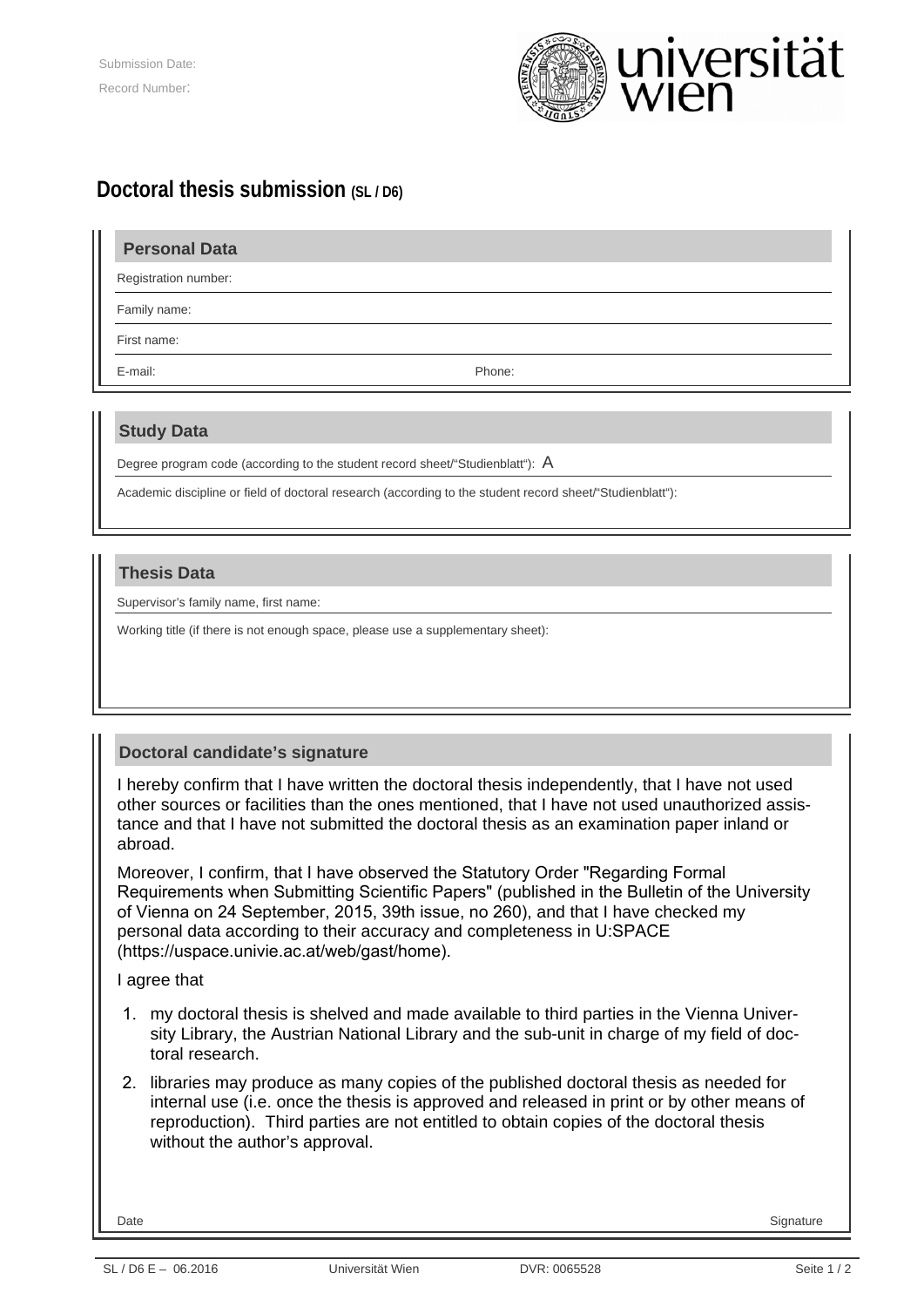Submission Date:

Record Number:

universität wien

# Doctoral thesis submission (SL / D6)

## Personal Data

Registration number:

Family name:

First name:

E-mail: Phone:

## Study Data

Degree program code (according to the student record sheet/"Studienblatt"): A

Academic discipline or field of doctoral research (according to the student record sheet/"Studienblatt"):

## Thesis Data

Supervisor's family name, first name:

Working title (if there is not enough space, please use a supplementary sheet):

## Doctoral candidate's signature

I hereby confirm that I have written the doctoral thesis independently, that I have not used other sources or facilities than the ones mentioned, that I have not used unauthorized assistance and that I have not submitted the doctoral thesis as an examination paper inland or abroad.

Moreover, I confirm, that I have observed the Statutory Order "Regarding Formal Requirements when Submitting Scientific Papers" (published in the Bulletin of the University of Vienna on 24 September, 2015, 39th issue, no 260), and that I have checked my personal data according to their accuracy and completeness in U:SPACE (https://uspace.univie.ac.at/web/gast/home).

I agree that

1. my doctoral thesis is shelved and made available to third parties in the Vienna University Library, the Austrian National Library and the sub-unit in charge of my field of doctoral research.
2. libraries may produce as many copies of the published doctoral thesis as needed for internal use (i.e. once the thesis is approved and released in print or by other means of reproduction). Third parties are not entitled to obtain copies of the doctoral thesis without the author's approval.

Date Signature

SL / D6 E – 06.2016 Universität Wien DVR: 0065528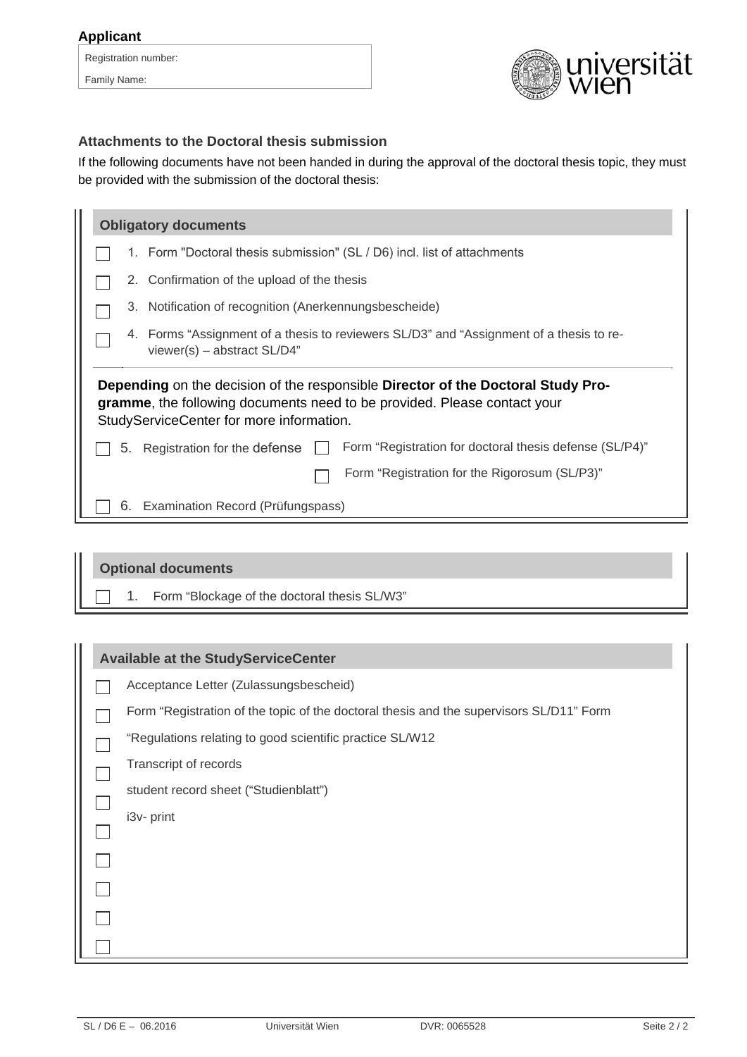## Applicant

Registration number:

Family Name:

### Attachments to the Doctoral thesis submission

If the following documents have not been handed in during the approval of the doctoral thesis topic, they must be provided with the submission of the doctoral thesis:

#### Obligatory documents

- ☐ 1. Form "Doctoral thesis submission" (SL / D6) incl. list of attachments
- ☐ 2. Confirmation of the upload of the thesis
- ☐ 3. Notification of recognition (Anerkennungsbescheide)
- ☐ 4. Forms "Assignment of a thesis to reviewers SL/D3" and "Assignment of a thesis to reviewer(s) – abstract SL/D4"

**Depending** on the decision of the responsible **Director of the Doctoral Study Programme**, the following documents need to be provided. Please contact your StudyServiceCenter for more information.

- ☐ 5. Registration for the defense
  - ☐ Form "Registration for doctoral thesis defense (SL/P4)"
  - ☐ Form "Registration for the Rigorosum (SL/P3)"
- ☐ 6. Examination Record (Prüfungspass)

#### Optional documents

- ☐ 1. Form "Blockage of the doctoral thesis SL/W3"

#### Available at the StudyServiceCenter

- ☐ Acceptance Letter (Zulassungsbescheid)
- ☐ Form "Registration of the topic of the doctoral thesis and the supervisors SL/D11" Form
- ☐ "Regulations relating to good scientific practice SL/W12
- ☐ Transcript of records
- ☐ student record sheet ("Studienblatt")
- ☐ i3v- print
- ☐
- ☐
- ☐
- ☐

SL / D6 E – 06.2016 Universität Wien DVR: 0065528